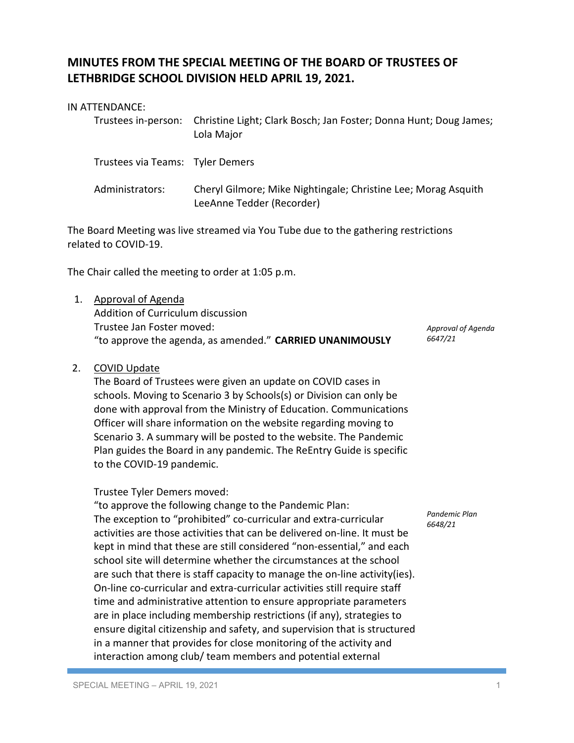## MINUTES FROM THE SPECIAL MEETING OF THE BOARD OF TRUSTEES OF LETHBRIDGE SCHOOL DIVISION HELD APRIL 19, 2021.

IN ATTENDANCE:

| | |
|---|---|
| Trustees in-person: | Christine Light; Clark Bosch; Jan Foster; Donna Hunt; Doug James; Lola Major |
| Trustees via Teams: | Tyler Demers |
| Administrators: | Cheryl Gilmore; Mike Nightingale; Christine Lee; Morag Asquith LeeAnne Tedder (Recorder) |

The Board Meeting was live streamed via You Tube due to the gathering restrictions related to COVID-19.

The Chair called the meeting to order at 1:05 p.m.

1. Approval of Agenda
   Addition of Curriculum discussion
   Trustee Jan Foster moved:
   "to approve the agenda, as amended." **CARRIED UNANIMOUSLY**

   *Approval of Agenda 6647/21*

2. COVID Update
   The Board of Trustees were given an update on COVID cases in schools. Moving to Scenario 3 by Schools(s) or Division can only be done with approval from the Ministry of Education. Communications Officer will share information on the website regarding moving to Scenario 3. A summary will be posted to the website. The Pandemic Plan guides the Board in any pandemic. The ReEntry Guide is specific to the COVID-19 pandemic.

   Trustee Tyler Demers moved:
   "to approve the following change to the Pandemic Plan:
   The exception to "prohibited" co-curricular and extra-curricular activities are those activities that can be delivered on-line. It must be kept in mind that these are still considered "non-essential," and each school site will determine whether the circumstances at the school are such that there is staff capacity to manage the on-line activity(ies). On-line co-curricular and extra-curricular activities still require staff time and administrative attention to ensure appropriate parameters are in place including membership restrictions (if any), strategies to ensure digital citizenship and safety, and supervision that is structured in a manner that provides for close monitoring of the activity and interaction among club/ team members and potential external

   *Pandemic Plan 6648/21*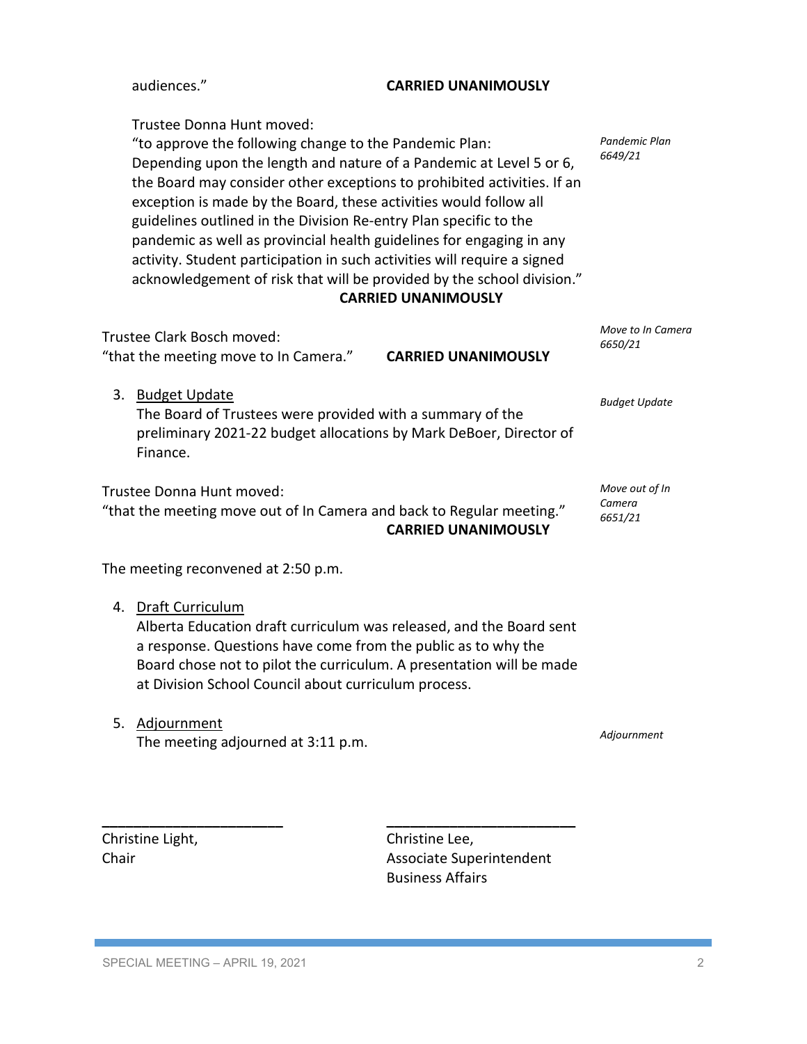audiences." **CARRIED UNANIMOUSLY**

Trustee Donna Hunt moved:
"to approve the following change to the Pandemic Plan: Depending upon the length and nature of a Pandemic at Level 5 or 6, the Board may consider other exceptions to prohibited activities. If an exception is made by the Board, these activities would follow all guidelines outlined in the Division Re-entry Plan specific to the pandemic as well as provincial health guidelines for engaging in any activity. Student participation in such activities will require a signed acknowledgement of risk that will be provided by the school division."
**CARRIED UNANIMOUSLY**

*Pandemic Plan 6649/21*

Trustee Clark Bosch moved:
"that the meeting move to In Camera." **CARRIED UNANIMOUSLY**

*Move to In Camera 6650/21*

3. Budget Update
   The Board of Trustees were provided with a summary of the preliminary 2021-22 budget allocations by Mark DeBoer, Director of Finance.

*Budget Update*

Trustee Donna Hunt moved:
"that the meeting move out of In Camera and back to Regular meeting."
**CARRIED UNANIMOUSLY**

*Move out of In Camera 6651/21*

The meeting reconvened at 2:50 p.m.

4. Draft Curriculum
   Alberta Education draft curriculum was released, and the Board sent a response. Questions have come from the public as to why the Board chose not to pilot the curriculum. A presentation will be made at Division School Council about curriculum process.

5. Adjournment
   The meeting adjourned at 3:11 p.m.

*Adjournment*

\_\_\_\_\_\_\_\_\_\_\_\_\_\_\_\_\_\_\_\_\_\_\_\_
Christine Light,
Chair

\_\_\_\_\_\_\_\_\_\_\_\_\_\_\_\_\_\_\_\_\_\_\_\_
Christine Lee,
Associate Superintendent
Business Affairs